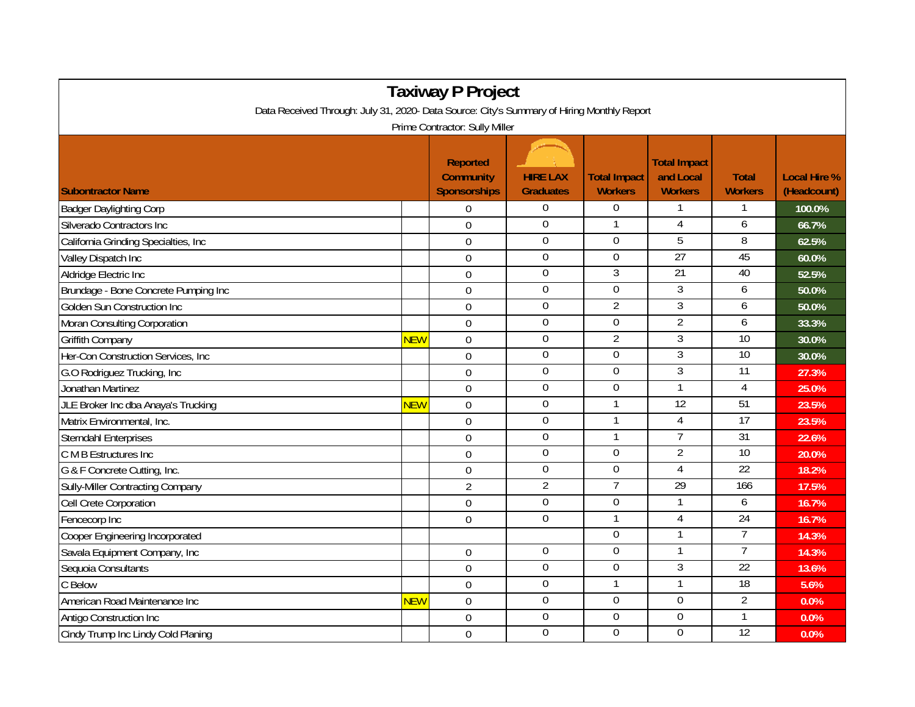# Taxiway P Project

Data Received Through: July 31, 2020- Data Source: City's Summary of Hiring Monthly Report

Prime Contractor: Sully Miller

| Subontractor Name | | Reported Community Sponsorships | HIRE LAX Graduates | Total Impact Workers | Total Impact and Local Workers | Total Workers | Local Hire % (Headcount) |
|---|---|---|---|---|---|---|---|
| Badger Daylighting Corp | | 0 | 0 | 0 | 1 | 1 | 100.0% |
| Silverado Contractors Inc | | 0 | 0 | 1 | 4 | 6 | 66.7% |
| California Grinding Specialties, Inc | | 0 | 0 | 0 | 5 | 8 | 62.5% |
| Valley Dispatch Inc | | 0 | 0 | 0 | 27 | 45 | 60.0% |
| Aldridge Electric Inc | | 0 | 0 | 3 | 21 | 40 | 52.5% |
| Brundage - Bone Concrete Pumping Inc | | 0 | 0 | 0 | 3 | 6 | 50.0% |
| Golden Sun Construction Inc | | 0 | 0 | 2 | 3 | 6 | 50.0% |
| Moran Consulting Corporation | | 0 | 0 | 0 | 2 | 6 | 33.3% |
| Griffith Company | NEW | 0 | 0 | 2 | 3 | 10 | 30.0% |
| Her-Con Construction Services, Inc | | 0 | 0 | 0 | 3 | 10 | 30.0% |
| G.O Rodriguez Trucking, Inc | | 0 | 0 | 0 | 3 | 11 | 27.3% |
| Jonathan Martinez | | 0 | 0 | 0 | 1 | 4 | 25.0% |
| JLE Broker Inc dba Anaya's Trucking | NEW | 0 | 0 | 1 | 12 | 51 | 23.5% |
| Matrix Environmental, Inc. | | 0 | 0 | 1 | 4 | 17 | 23.5% |
| Sterndahl Enterprises | | 0 | 0 | 1 | 7 | 31 | 22.6% |
| C M B Estructures Inc | | 0 | 0 | 0 | 2 | 10 | 20.0% |
| G & F Concrete Cutting, Inc. | | 0 | 0 | 0 | 4 | 22 | 18.2% |
| Sully-Miller Contracting Company | | 2 | 2 | 7 | 29 | 166 | 17.5% |
| Cell Crete Corporation | | 0 | 0 | 0 | 1 | 6 | 16.7% |
| Fencecorp Inc | | 0 | 0 | 1 | 4 | 24 | 16.7% |
| Cooper Engineering Incorporated | | | | 0 | 1 | 7 | 14.3% |
| Savala Equipment Company, Inc | | 0 | 0 | 0 | 1 | 7 | 14.3% |
| Sequoia Consultants | | 0 | 0 | 0 | 3 | 22 | 13.6% |
| C Below | | 0 | 0 | 1 | 1 | 18 | 5.6% |
| American Road Maintenance Inc | NEW | 0 | 0 | 0 | 0 | 2 | 0.0% |
| Antigo Construction Inc | | 0 | 0 | 0 | 0 | 1 | 0.0% |
| Cindy Trump Inc Lindy Cold Planing | | 0 | 0 | 0 | 0 | 12 | 0.0% |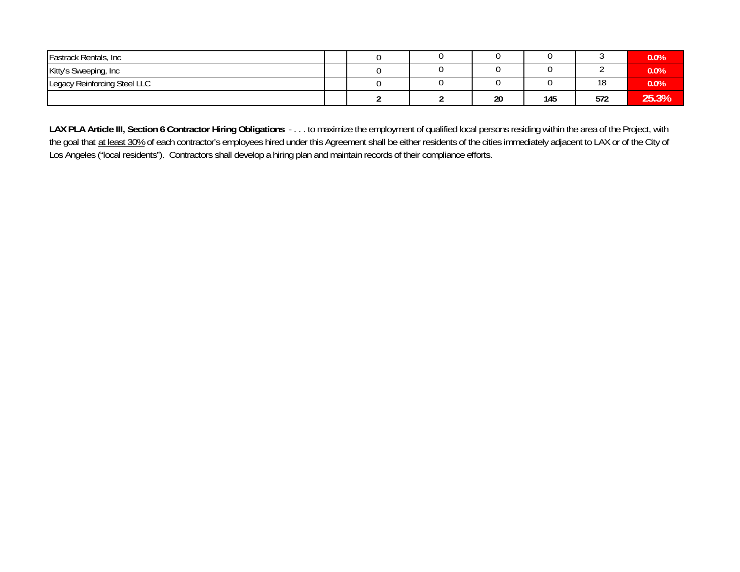| | | | | | | | |
|---|---|---|---|---|---|---|---|
| Fastrack Rentals, Inc | | 0 | 0 | 0 | 0 | 3 | 0.0% |
| Kitty's Sweeping, Inc | | 0 | 0 | 0 | 0 | 2 | 0.0% |
| Legacy Reinforcing Steel LLC | | 0 | 0 | 0 | 0 | 18 | 0.0% |
| | | **2** | **2** | **20** | **145** | **572** | **25.3%** |

**LAX PLA Article III, Section 6 Contractor Hiring Obligations** - . . . to maximize the employment of qualified local persons residing within the area of the Project, with the goal that at least 30% of each contractor's employees hired under this Agreement shall be either residents of the cities immediately adjacent to LAX or of the City of Los Angeles ("local residents"). Contractors shall develop a hiring plan and maintain records of their compliance efforts.